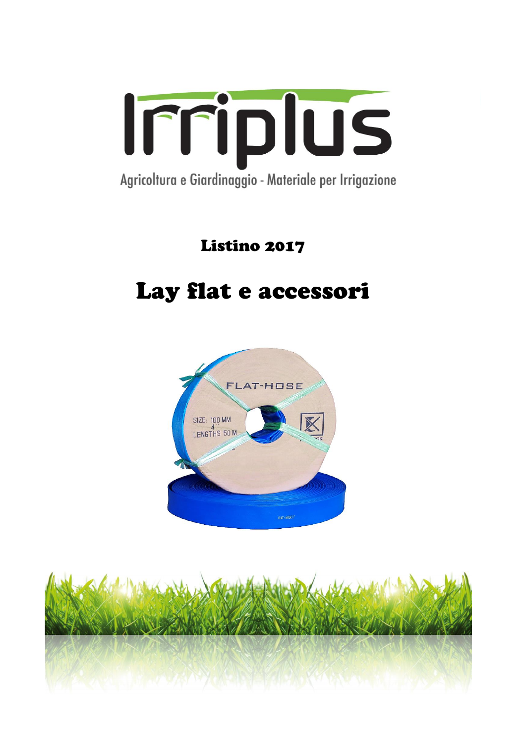# Irriplus

Agricoltura e Giardinaggio - Materiale per Irrigazione

## Listino 2017

# Lay flat e accessori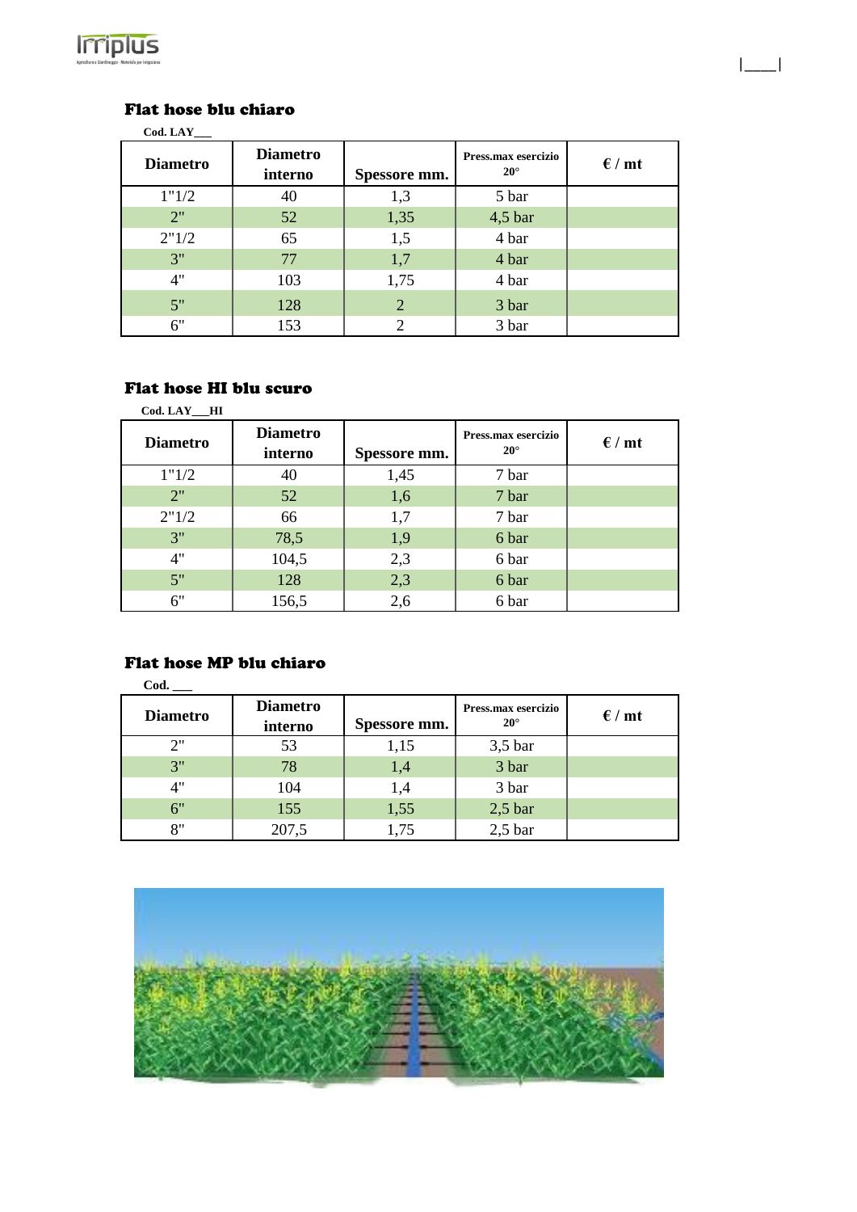## Flat hose blu chiaro

**Cod. LAY___**

| Diametro | Diametro interno | Spessore mm. | Press.max esercizio 20° | € / mt |
|---|---|---|---|---|
| 1"1/2 | 40 | 1,3 | 5 bar | |
| 2" | 52 | 1,35 | 4,5 bar | |
| 2"1/2 | 65 | 1,5 | 4 bar | |
| 3" | 77 | 1,7 | 4 bar | |
| 4" | 103 | 1,75 | 4 bar | |
| 5" | 128 | 2 | 3 bar | |
| 6" | 153 | 2 | 3 bar | |

## Flat hose HI blu scuro

**Cod. LAY___HI**

| Diametro | Diametro interno | Spessore mm. | Press.max esercizio 20° | € / mt |
|---|---|---|---|---|
| 1"1/2 | 40 | 1,45 | 7 bar | |
| 2" | 52 | 1,6 | 7 bar | |
| 2"1/2 | 66 | 1,7 | 7 bar | |
| 3" | 78,5 | 1,9 | 6 bar | |
| 4" | 104,5 | 2,3 | 6 bar | |
| 5" | 128 | 2,3 | 6 bar | |
| 6" | 156,5 | 2,6 | 6 bar | |

## Flat hose MP blu chiaro

**Cod. ___**

| Diametro | Diametro interno | Spessore mm. | Press.max esercizio 20° | € / mt |
|---|---|---|---|---|
| 2" | 53 | 1,15 | 3,5 bar | |
| 3" | 78 | 1,4 | 3 bar | |
| 4" | 104 | 1,4 | 3 bar | |
| 6" | 155 | 1,55 | 2,5 bar | |
| 8" | 207,5 | 1,75 | 2,5 bar | |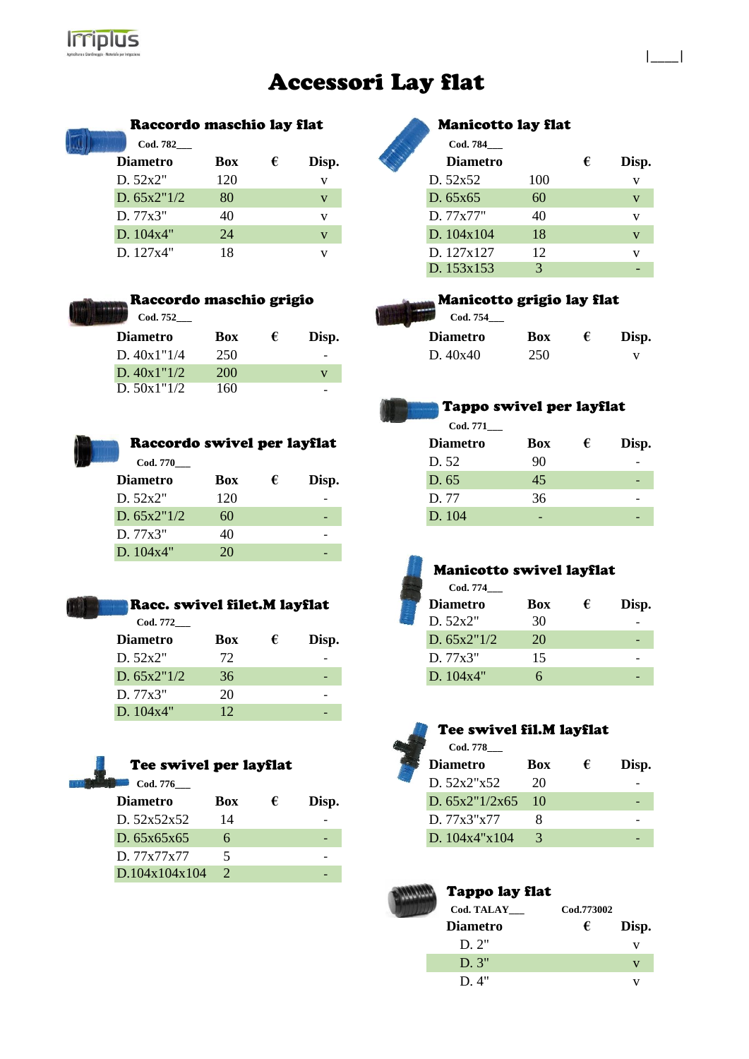# Accessori Lay flat

## Raccordo maschio lay flat

Cod. 782___

| Diametro | Box | € | Disp. |
|---|---|---|---|
| D. 52x2" | 120 | | v |
| D. 65x2"1/2 | 80 | | v |
| D. 77x3" | 40 | | v |
| D. 104x4" | 24 | | v |
| D. 127x4" | 18 | | v |

## Manicotto lay flat

Cod. 784___

| Diametro | | € | Disp. |
|---|---|---|---|
| D. 52x52 | 100 | | v |
| D. 65x65 | 60 | | v |
| D. 77x77" | 40 | | v |
| D. 104x104 | 18 | | v |
| D. 127x127 | 12 | | v |
| D. 153x153 | 3 | | - |

## Raccordo maschio grigio

Cod. 752___

| Diametro | Box | € | Disp. |
|---|---|---|---|
| D. 40x1"1/4 | 250 | | - |
| D. 40x1"1/2 | 200 | | v |
| D. 50x1"1/2 | 160 | | - |

## Manicotto grigio lay flat

Cod. 754___

| Diametro | Box | € | Disp. |
|---|---|---|---|
| D. 40x40 | 250 | | v |

## Tappo swivel per layflat

Cod. 771___

| Diametro | Box | € | Disp. |
|---|---|---|---|
| D. 52 | 90 | | - |
| D. 65 | 45 | | - |
| D. 77 | 36 | | - |
| D. 104 | - | | - |

## Raccordo swivel per layflat

Cod. 770___

| Diametro | Box | € | Disp. |
|---|---|---|---|
| D. 52x2" | 120 | | - |
| D. 65x2"1/2 | 60 | | - |
| D. 77x3" | 40 | | - |
| D. 104x4" | 20 | | - |

## Manicotto swivel layflat

Cod. 774___

| Diametro | Box | € | Disp. |
|---|---|---|---|
| D. 52x2" | 30 | | - |
| D. 65x2"1/2 | 20 | | - |
| D. 77x3" | 15 | | - |
| D. 104x4" | 6 | | - |

## Racc. swivel filet.M layflat

Cod. 772___

| Diametro | Box | € | Disp. |
|---|---|---|---|
| D. 52x2" | 72 | | - |
| D. 65x2"1/2 | 36 | | - |
| D. 77x3" | 20 | | - |
| D. 104x4" | 12 | | - |

## Tee swivel fil.M layflat

Cod. 778___

| Diametro | Box | € | Disp. |
|---|---|---|---|
| D. 52x2"x52 | 20 | | - |
| D. 65x2"1/2x65 | 10 | | - |
| D. 77x3"x77 | 8 | | - |
| D. 104x4"x104 | 3 | | - |

## Tee swivel per layflat

Cod. 776___

| Diametro | Box | € | Disp. |
|---|---|---|---|
| D. 52x52x52 | 14 | | - |
| D. 65x65x65 | 6 | | - |
| D. 77x77x77 | 5 | | - |
| D.104x104x104 | 2 | | - |

## Tappo lay flat

Cod. TALAY___ Cod.773002

| Diametro | € | Disp. |
|---|---|---|
| D. 2" | | v |
| D. 3" | | v |
| D. 4" | | v |